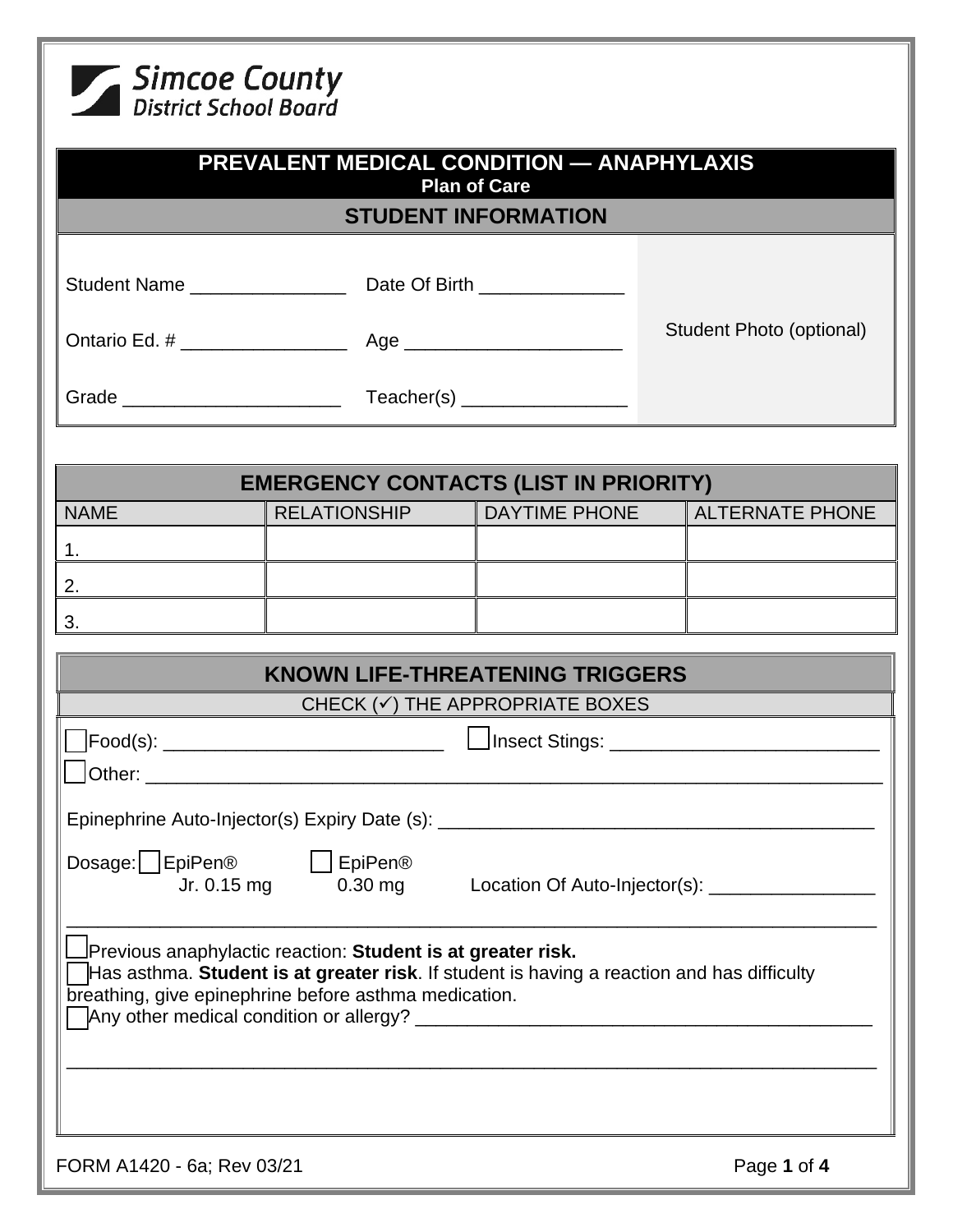Simcoe County District School Board

# PREVALENT MEDICAL CONDITION — ANAPHYLAXIS

**Plan of Care**

## STUDENT INFORMATION

Student Name _______________ Date Of Birth ______________

Ontario Ed. # ________________ Age _____________________

Grade _____________________ Teacher(s) ________________

Student Photo (optional)

## EMERGENCY CONTACTS (LIST IN PRIORITY)

| NAME | RELATIONSHIP | DAYTIME PHONE | ALTERNATE PHONE |
|---|---|---|---|
| 1. | | | |
| 2. | | | |
| 3. | | | |

## KNOWN LIFE-THREATENING TRIGGERS

CHECK (✓) THE APPROPRIATE BOXES

☐ Food(s): ___________________________ ☐ Insect Stings: __________________________

☐ Other: ___________________________________________________________________________

Epinephrine Auto-Injector(s) Expiry Date (s): __________________________________________

Dosage: ☐ EpiPen® Jr. 0.15 mg ☐ EpiPen® 0.30 mg Location Of Auto-Injector(s): ________________

_______________________________________________________________________________

☐ Previous anaphylactic reaction: **Student is at greater risk.**

☐ Has asthma. **Student is at greater risk**. If student is having a reaction and has difficulty breathing, give epinephrine before asthma medication.

☐ Any other medical condition or allergy? _____________________________________________

_______________________________________________________________________________

FORM A1420 - 6a; Rev 03/21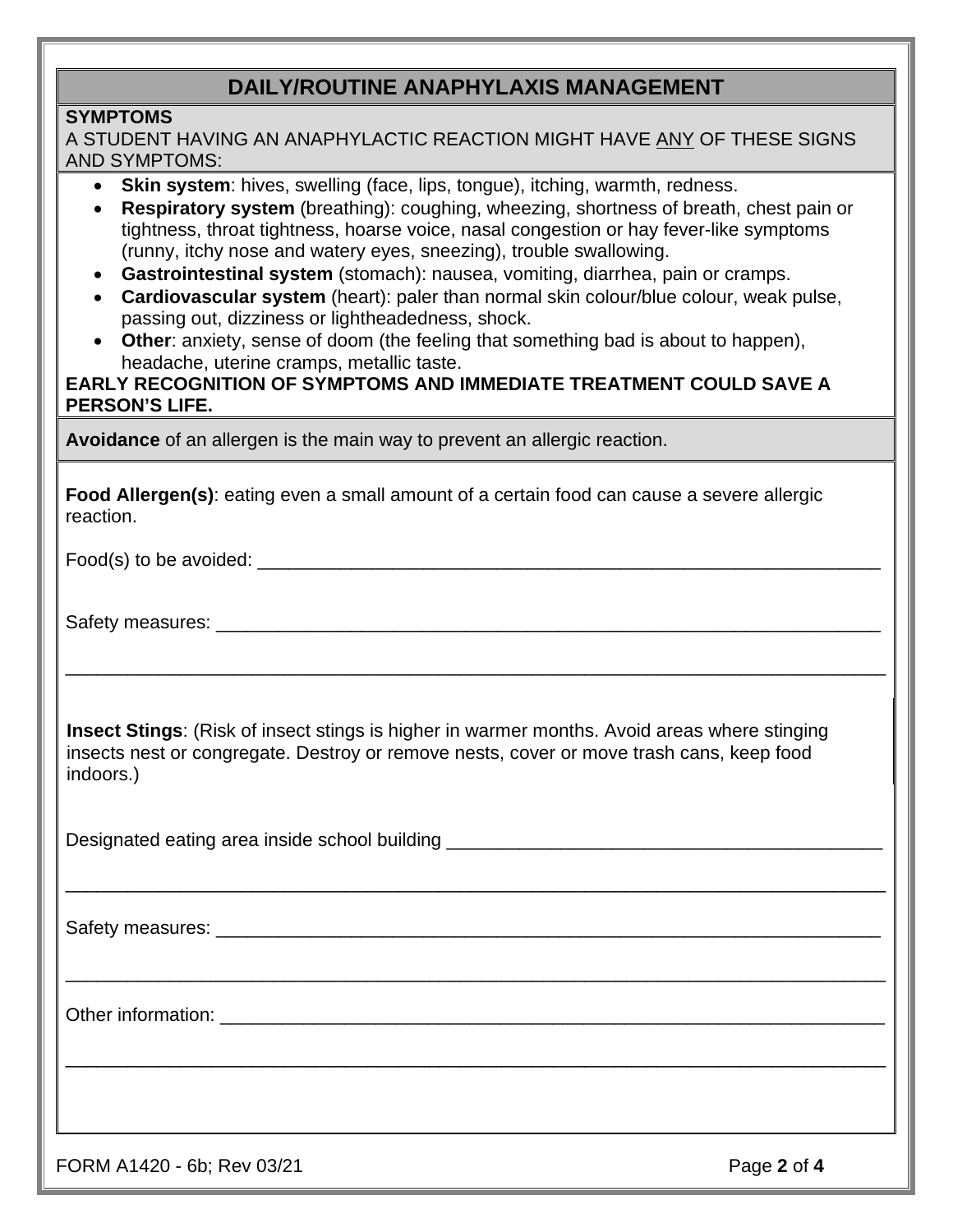# DAILY/ROUTINE ANAPHYLAXIS MANAGEMENT

**SYMPTOMS**

A STUDENT HAVING AN ANAPHYLACTIC REACTION MIGHT HAVE <u>ANY</u> OF THESE SIGNS AND SYMPTOMS:

- **Skin system**: hives, swelling (face, lips, tongue), itching, warmth, redness.
- **Respiratory system** (breathing): coughing, wheezing, shortness of breath, chest pain or tightness, throat tightness, hoarse voice, nasal congestion or hay fever-like symptoms (runny, itchy nose and watery eyes, sneezing), trouble swallowing.
- **Gastrointestinal system** (stomach): nausea, vomiting, diarrhea, pain or cramps.
- **Cardiovascular system** (heart): paler than normal skin colour/blue colour, weak pulse, passing out, dizziness or lightheadedness, shock.
- **Other**: anxiety, sense of doom (the feeling that something bad is about to happen), headache, uterine cramps, metallic taste.

**EARLY RECOGNITION OF SYMPTOMS AND IMMEDIATE TREATMENT COULD SAVE A PERSON'S LIFE.**

**Avoidance** of an allergen is the main way to prevent an allergic reaction.

**Food Allergen(s)**: eating even a small amount of a certain food can cause a severe allergic reaction.

Food(s) to be avoided: ______________________________________________________________

Safety measures: ___________________________________________________________________

______________________________________________________________________________

**Insect Stings**: (Risk of insect stings is higher in warmer months. Avoid areas where stinging insects nest or congregate. Destroy or remove nests, cover or move trash cans, keep food indoors.)

Designated eating area inside school building ________________________________________

______________________________________________________________________________

Safety measures: ___________________________________________________________________

______________________________________________________________________________

Other information: __________________________________________________________________

______________________________________________________________________________

FORM A1420 - 6b; Rev 03/21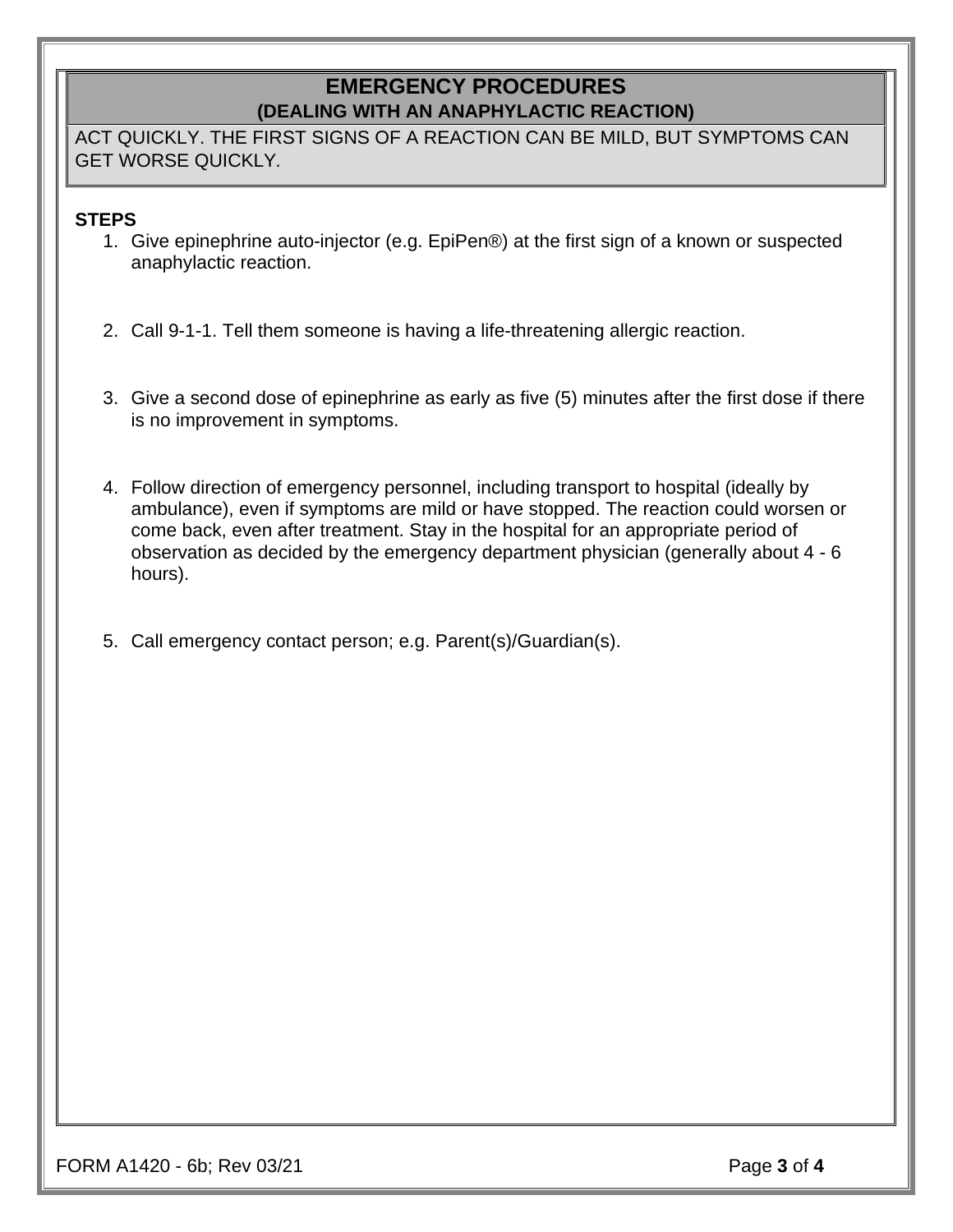# EMERGENCY PROCEDURES

## (DEALING WITH AN ANAPHYLACTIC REACTION)

ACT QUICKLY. THE FIRST SIGNS OF A REACTION CAN BE MILD, BUT SYMPTOMS CAN GET WORSE QUICKLY.

**STEPS**

1. Give epinephrine auto-injector (e.g. EpiPen®) at the first sign of a known or suspected anaphylactic reaction.

2. Call 9-1-1. Tell them someone is having a life-threatening allergic reaction.

3. Give a second dose of epinephrine as early as five (5) minutes after the first dose if there is no improvement in symptoms.

4. Follow direction of emergency personnel, including transport to hospital (ideally by ambulance), even if symptoms are mild or have stopped. The reaction could worsen or come back, even after treatment. Stay in the hospital for an appropriate period of observation as decided by the emergency department physician (generally about 4 - 6 hours).

5. Call emergency contact person; e.g. Parent(s)/Guardian(s).

FORM A1420 - 6b; Rev 03/21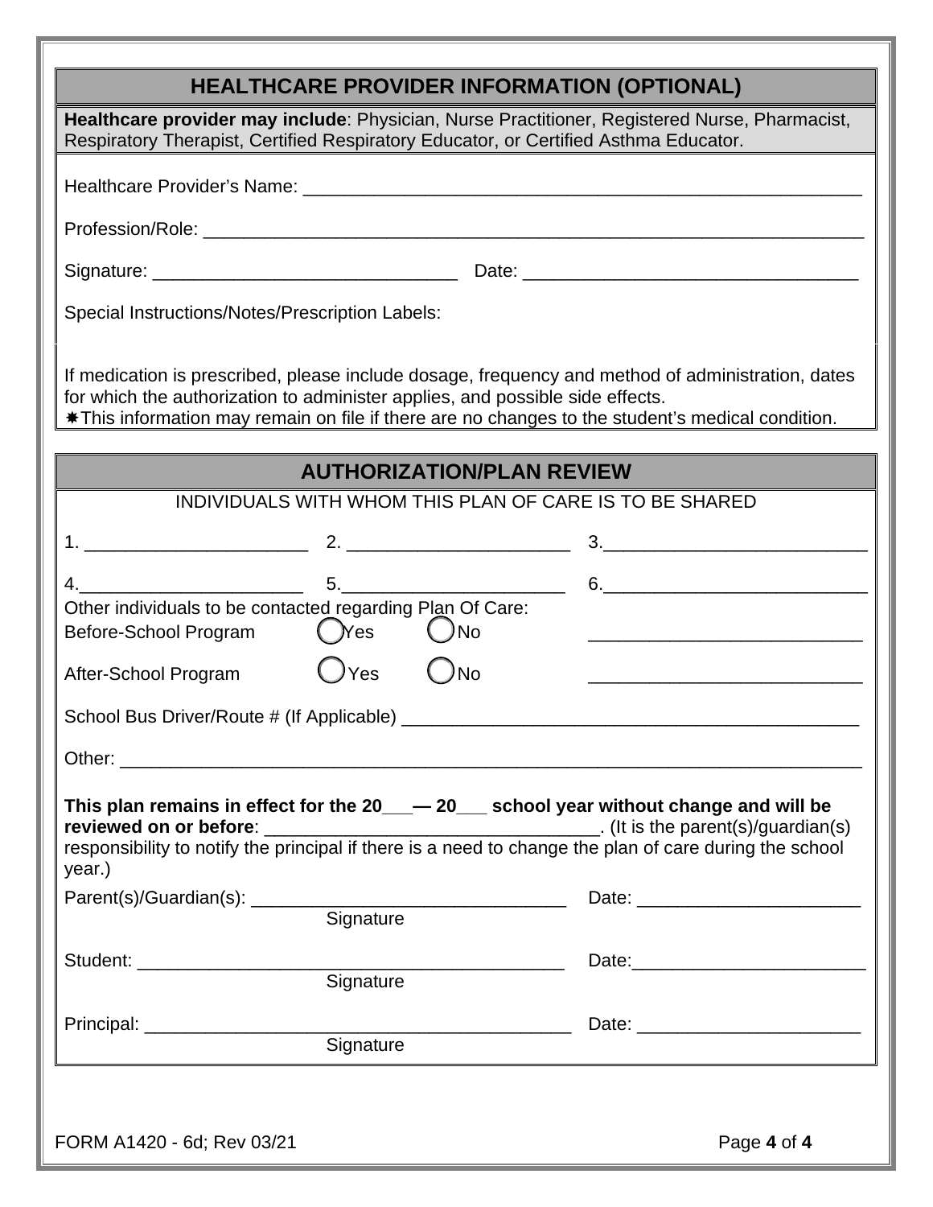## HEALTHCARE PROVIDER INFORMATION (OPTIONAL)

**Healthcare provider may include**: Physician, Nurse Practitioner, Registered Nurse, Pharmacist, Respiratory Therapist, Certified Respiratory Educator, or Certified Asthma Educator.

Healthcare Provider's Name: ____________________________________________________

Profession/Role: ______________________________________________________________

Signature: ____________________________ Date: ______________________________

Special Instructions/Notes/Prescription Labels:

If medication is prescribed, please include dosage, frequency and method of administration, dates for which the authorization to administer applies, and possible side effects.

✱This information may remain on file if there are no changes to the student's medical condition.

## AUTHORIZATION/PLAN REVIEW

INDIVIDUALS WITH WHOM THIS PLAN OF CARE IS TO BE SHARED

1. ______________________ 2. ______________________ 3. ______________________

4. ______________________ 5. ______________________ 6. ______________________

Other individuals to be contacted regarding Plan Of Care:

Before-School Program ◯ Yes ◯ No ______________________

After-School Program ◯ Yes ◯ No ______________________

School Bus Driver/Route # (If Applicable) ____________________________________________

Other: ________________________________________________________________________

**This plan remains in effect for the 20___— 20___ school year without change and will be reviewed on or before**: ________________________________. (It is the parent(s)/guardian(s) responsibility to notify the principal if there is a need to change the plan of care during the school year.)

Parent(s)/Guardian(s): ______________________________ Date: ______________________
Signature

Student: ________________________________________ Date: ______________________
Signature

Principal: _______________________________________ Date: ______________________
Signature

FORM A1420 - 6d; Rev 03/21